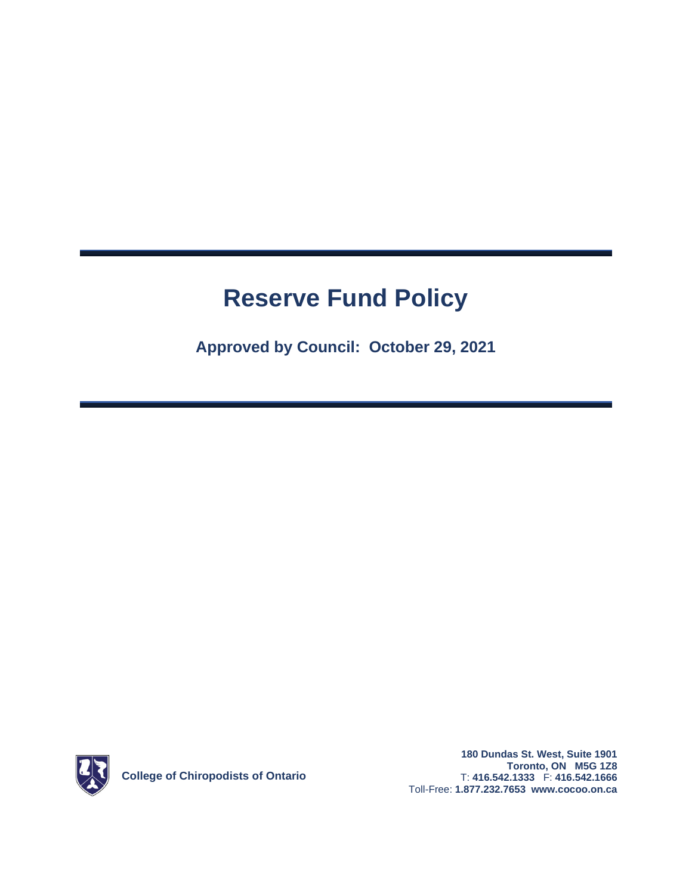# Reserve Fund Policy

**Approved by Council: October 29, 2021**

**College of Chiropodists of Ontario**

**180 Dundas St. West, Suite 1901**
**Toronto, ON M5G 1Z8**
T: **416.542.1333** F: **416.542.1666**
Toll-Free: **1.877.232.7653** **www.cocoo.on.ca**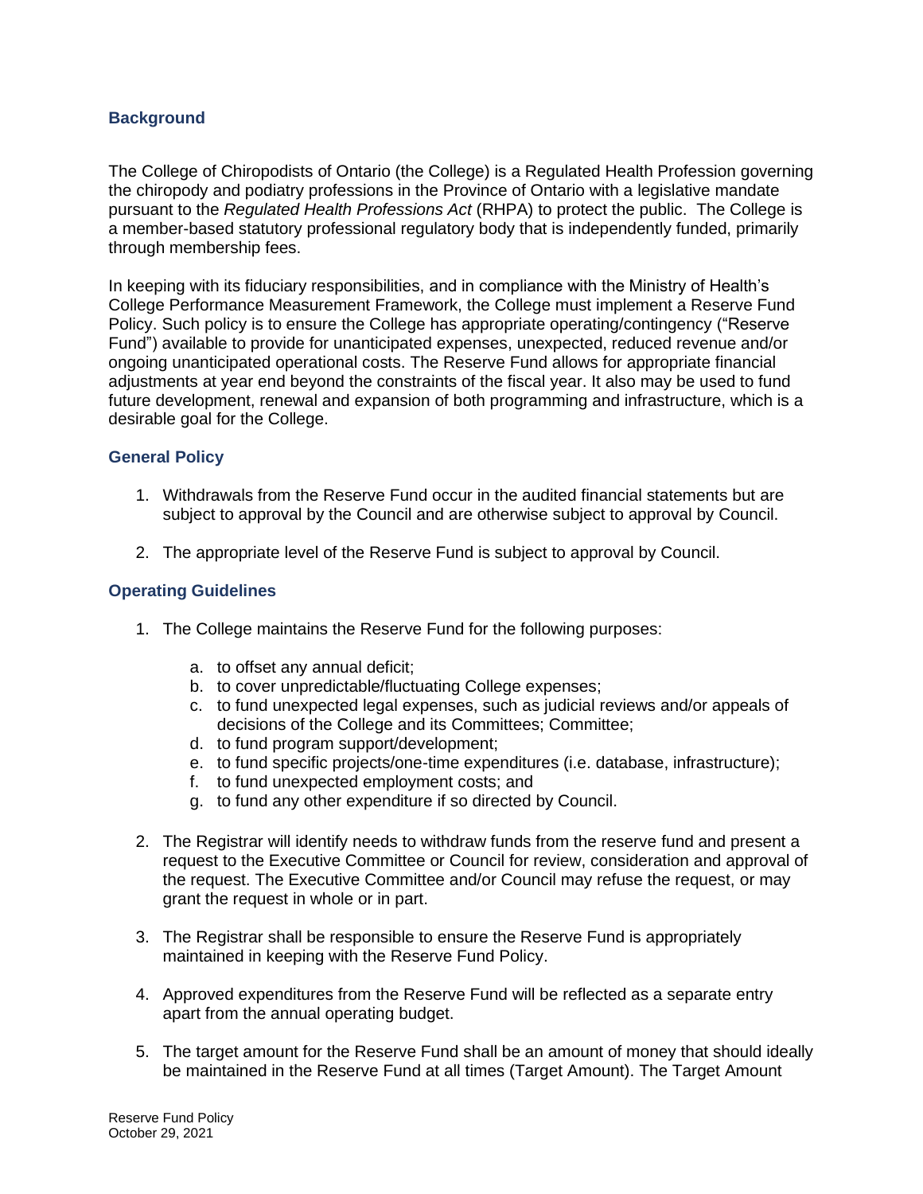## Background

The College of Chiropodists of Ontario (the College) is a Regulated Health Profession governing the chiropody and podiatry professions in the Province of Ontario with a legislative mandate pursuant to the *Regulated Health Professions Act* (RHPA) to protect the public. The College is a member-based statutory professional regulatory body that is independently funded, primarily through membership fees.

In keeping with its fiduciary responsibilities, and in compliance with the Ministry of Health's College Performance Measurement Framework, the College must implement a Reserve Fund Policy. Such policy is to ensure the College has appropriate operating/contingency ("Reserve Fund") available to provide for unanticipated expenses, unexpected, reduced revenue and/or ongoing unanticipated operational costs. The Reserve Fund allows for appropriate financial adjustments at year end beyond the constraints of the fiscal year. It also may be used to fund future development, renewal and expansion of both programming and infrastructure, which is a desirable goal for the College.

## General Policy

1. Withdrawals from the Reserve Fund occur in the audited financial statements but are subject to approval by the Council and are otherwise subject to approval by Council.

2. The appropriate level of the Reserve Fund is subject to approval by Council.

## Operating Guidelines

1. The College maintains the Reserve Fund for the following purposes:

   a. to offset any annual deficit;
   b. to cover unpredictable/fluctuating College expenses;
   c. to fund unexpected legal expenses, such as judicial reviews and/or appeals of decisions of the College and its Committees; Committee;
   d. to fund program support/development;
   e. to fund specific projects/one-time expenditures (i.e. database, infrastructure);
   f. to fund unexpected employment costs; and
   g. to fund any other expenditure if so directed by Council.

2. The Registrar will identify needs to withdraw funds from the reserve fund and present a request to the Executive Committee or Council for review, consideration and approval of the request. The Executive Committee and/or Council may refuse the request, or may grant the request in whole or in part.

3. The Registrar shall be responsible to ensure the Reserve Fund is appropriately maintained in keeping with the Reserve Fund Policy.

4. Approved expenditures from the Reserve Fund will be reflected as a separate entry apart from the annual operating budget.

5. The target amount for the Reserve Fund shall be an amount of money that should ideally be maintained in the Reserve Fund at all times (Target Amount). The Target Amount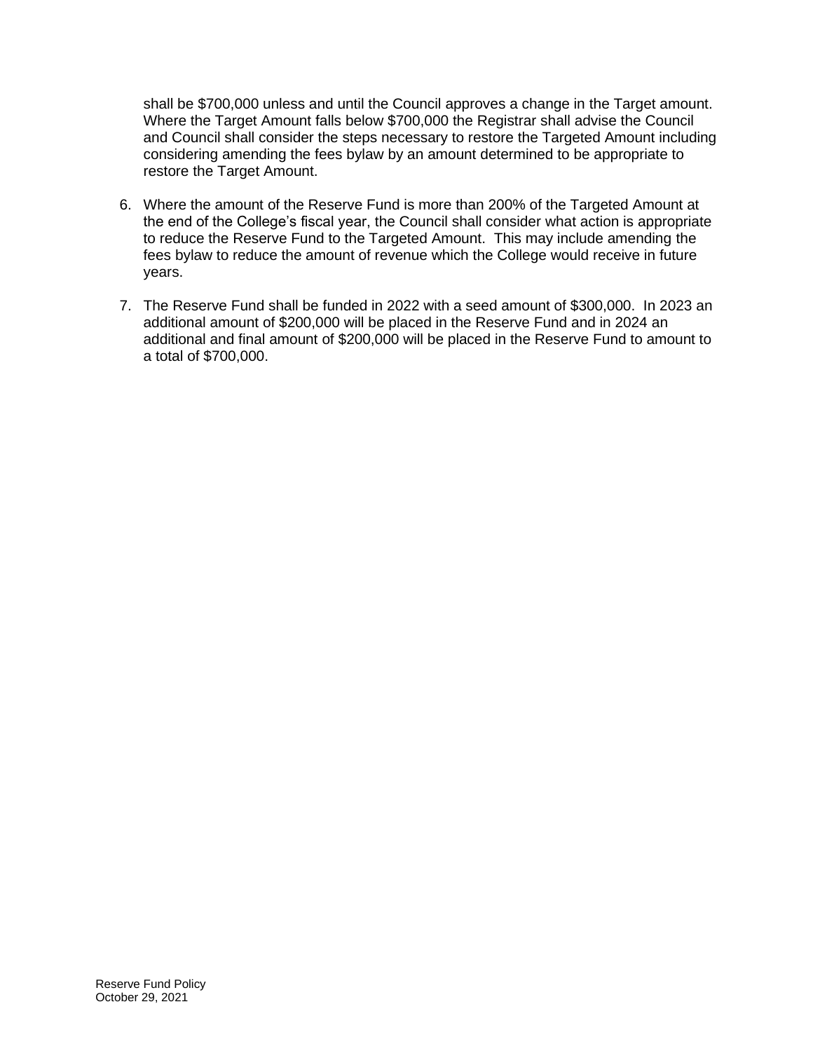shall be $700,000 unless and until the Council approves a change in the Target amount. Where the Target Amount falls below $700,000 the Registrar shall advise the Council and Council shall consider the steps necessary to restore the Targeted Amount including considering amending the fees bylaw by an amount determined to be appropriate to restore the Target Amount.

6. Where the amount of the Reserve Fund is more than 200% of the Targeted Amount at the end of the College's fiscal year, the Council shall consider what action is appropriate to reduce the Reserve Fund to the Targeted Amount. This may include amending the fees bylaw to reduce the amount of revenue which the College would receive in future years.

7. The Reserve Fund shall be funded in 2022 with a seed amount of $300,000. In 2023 an additional amount of $200,000 will be placed in the Reserve Fund and in 2024 an additional and final amount of $200,000 will be placed in the Reserve Fund to amount to a total of $700,000.